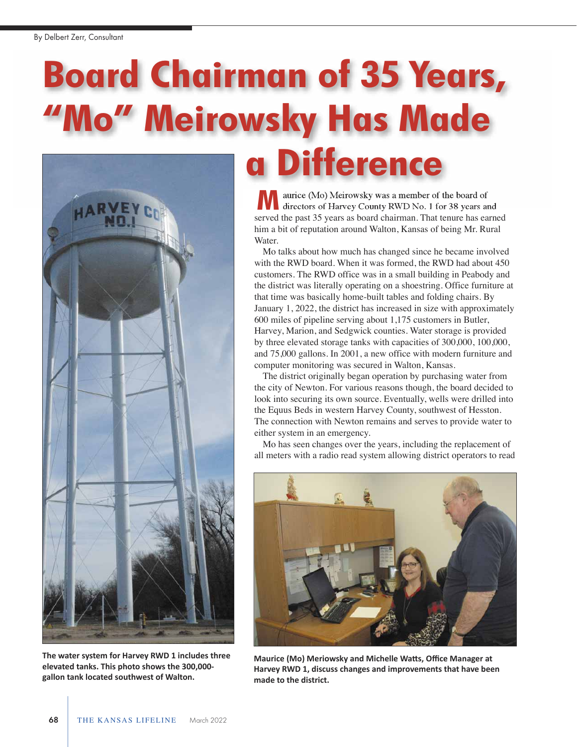By Delbert Zerr, Consultant

# Board Chairman of 35 Years, "Mo" Meirowsky Has Made a Difference

Maurice (Mo) Meirowsky was a member of the board of directors of Harvey County RWD No. 1 for 38 years and served the past 35 years as board chairman. That tenure has earned him a bit of reputation around Walton, Kansas of being Mr. Rural Water.

Mo talks about how much has changed since he became involved with the RWD board. When it was formed, the RWD had about 450 customers. The RWD office was in a small building in Peabody and the district was literally operating on a shoestring. Office furniture at that time was basically home-built tables and folding chairs. By January 1, 2022, the district has increased in size with approximately 600 miles of pipeline serving about 1,175 customers in Butler, Harvey, Marion, and Sedgwick counties. Water storage is provided by three elevated storage tanks with capacities of 300,000, 100,000, and 75,000 gallons. In 2001, a new office with modern furniture and computer monitoring was secured in Walton, Kansas.

The district originally began operation by purchasing water from the city of Newton. For various reasons though, the board decided to look into securing its own source. Eventually, wells were drilled into the Equus Beds in western Harvey County, southwest of Hesston. The connection with Newton remains and serves to provide water to either system in an emergency.

Mo has seen changes over the years, including the replacement of all meters with a radio read system allowing district operators to read

**The water system for Harvey RWD 1 includes three elevated tanks. This photo shows the 300,000-gallon tank located southwest of Walton.**

**Maurice (Mo) Meriowsky and Michelle Watts, Office Manager at Harvey RWD 1, discuss changes and improvements that have been made to the district.**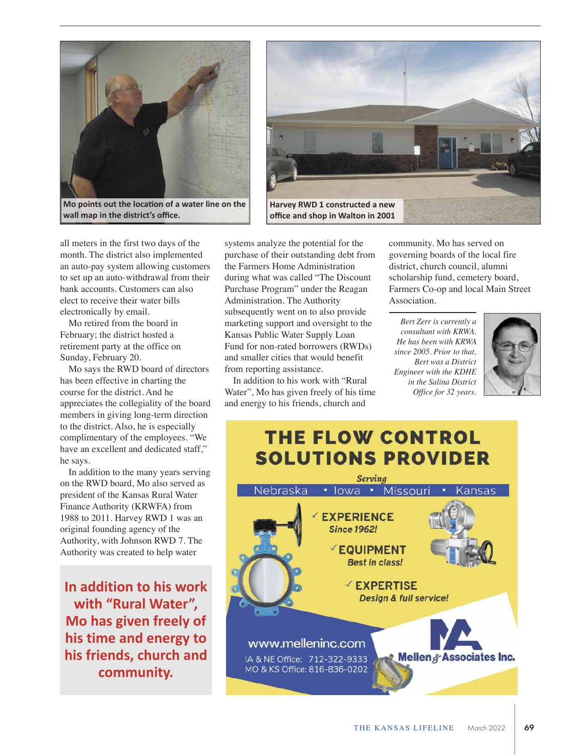Mo points out the location of a water line on the wall map in the district's office.

Harvey RWD 1 constructed a new office and shop in Walton in 2001

all meters in the first two days of the month. The district also implemented an auto-pay system allowing customers to set up an auto-withdrawal from their bank accounts. Customers can also elect to receive their water bills electronically by email.

Mo retired from the board in February; the district hosted a retirement party at the office on Sunday, February 20.

Mo says the RWD board of directors has been effective in charting the course for the district. And he appreciates the collegiality of the board members in giving long-term direction to the district. Also, he is especially complimentary of the employees. "We have an excellent and dedicated staff," he says.

In addition to the many years serving on the RWD board, Mo also served as president of the Kansas Rural Water Finance Authority (KRWFA) from 1988 to 2011. Harvey RWD 1 was an original founding agency of the Authority, with Johnson RWD 7. The Authority was created to help water systems analyze the potential for the purchase of their outstanding debt from the Farmers Home Administration during what was called "The Discount Purchase Program" under the Reagan Administration. The Authority subsequently went on to also provide marketing support and oversight to the Kansas Public Water Supply Loan Fund for non-rated borrowers (RWDs) and smaller cities that would benefit from reporting assistance.

In addition to his work with "Rural Water", Mo has given freely of his time and energy to his friends, church and community. Mo has served on governing boards of the local fire district, church council, alumni scholarship fund, cemetery board, Farmers Co-op and local Main Street Association.

**In addition to his work with "Rural Water", Mo has given freely of his time and energy to his friends, church and community.**

*Bert Zerr is currently a consultant with KRWA. He has been with KRWA since 2005. Prior to that, Bert was a District Engineer with the KDHE in the Salina District Office for 32 years.*

**THE FLOW CONTROL SOLUTIONS PROVIDER**

*Serving*

Nebraska • Iowa • Missouri • Kansas

✓ **EXPERIENCE** *Since 1962!*

✓ **EQUIPMENT** *Best in class!*

✓ **EXPERTISE** *Design & full service!*

www.melleninc.com

IA & NE Office: 712-322-9333

MO & KS Office: 816-836-0202

Mellen & Associates Inc.